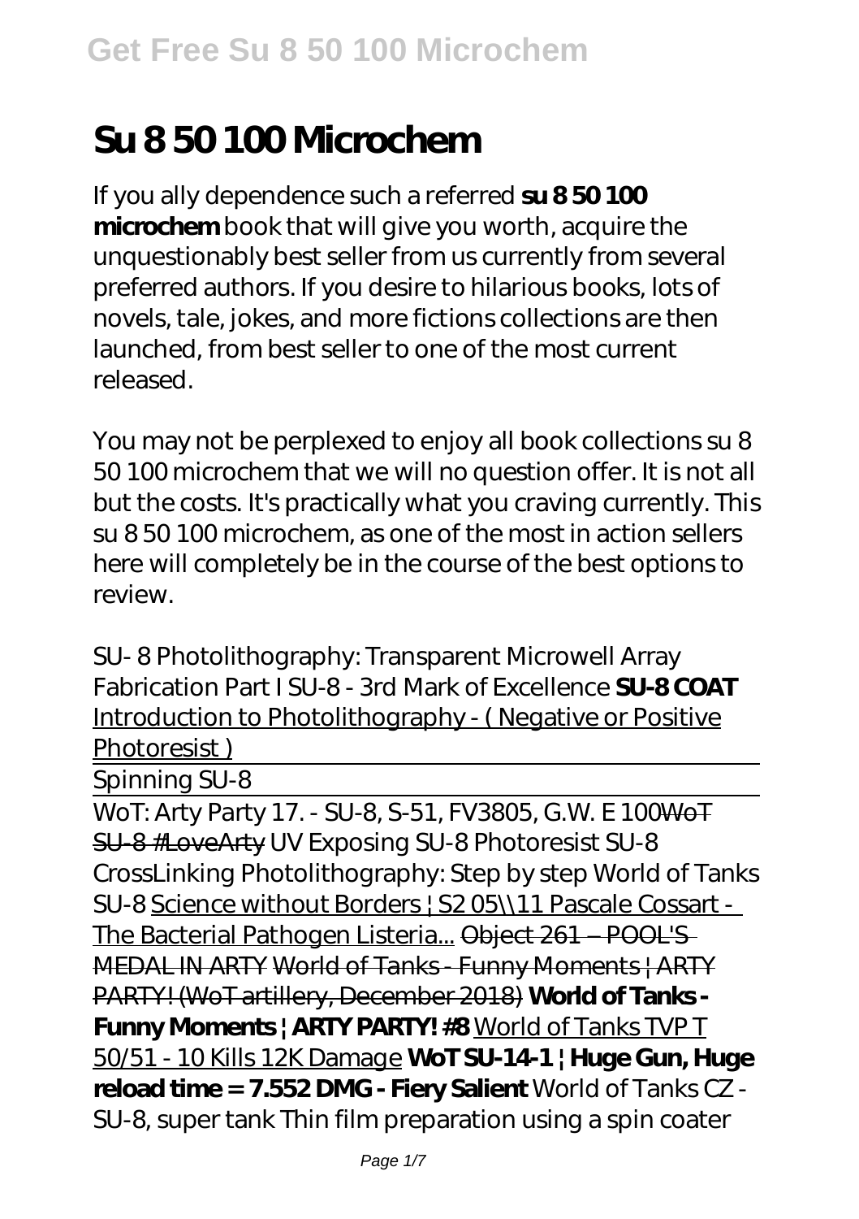# Su 8 50 100 Microchem

If you ally dependence such a referred **su 8 50 100 microchem** book that will give you worth, acquire the unquestionably best seller from us currently from several preferred authors. If you desire to hilarious books, lots of novels, tale, jokes, and more fictions collections are then launched, from best seller to one of the most current released.

You may not be perplexed to enjoy all book collections su 8 50 100 microchem that we will no question offer. It is not all but the costs. It's practically what you craving currently. This su 8 50 100 microchem, as one of the most in action sellers here will completely be in the course of the best options to review.

*SU- 8 Photolithography: Transparent Microwell Array Fabrication Part I* *SU-8 - 3rd Mark of Excellence* **SU-8 COAT** Introduction to Photolithography - ( Negative or Positive Photoresist )

Spinning SU-8

WoT: Arty Party 17. - SU-8, S-51, FV3805, G.W. E 100 ~~WoT SU-8 #LoveArty~~ *UV Exposing SU-8 Photoresist* *SU-8 CrossLinking* *Photolithography: Step by step* *World of Tanks SU-8* Science without Borders | S2 05\\11 Pascale Cossart - The Bacterial Pathogen Listeria... ~~Object 261 – POOL'S MEDAL IN ARTY~~ ~~World of Tanks - Funny Moments | ARTY PARTY! (WoT artillery, December 2018)~~ **World of Tanks - Funny Moments | ARTY PARTY! #8** World of Tanks TVP T 50/51 - 10 Kills 12K Damage **WoT SU-14-1 | Huge Gun, Huge reload time = 7.552 DMG - Fiery Salient** *World of Tanks CZ - SU-8, super tank* *Thin film preparation using a spin coater*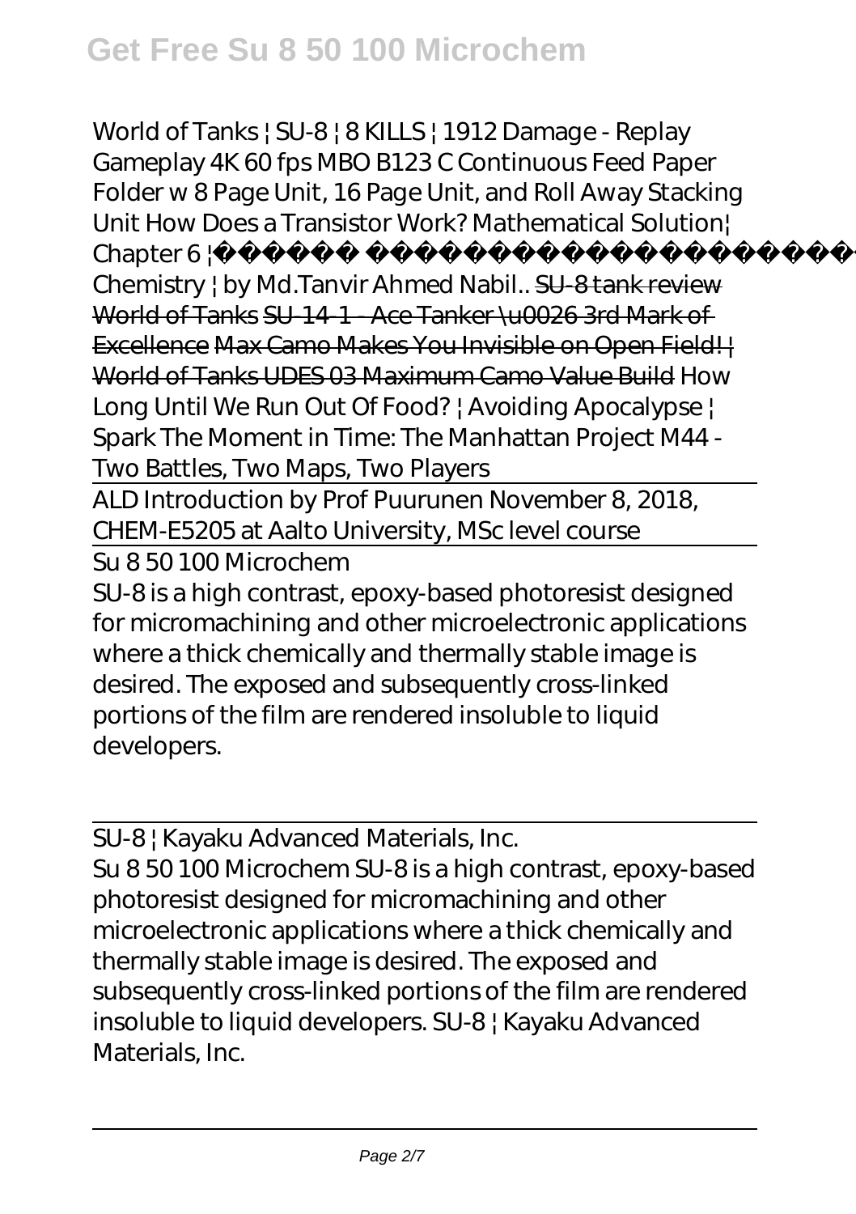*World of Tanks ¦ SU-8 ¦ 8 KILLS ¦ 1912 Damage - Replay Gameplay 4K 60 fps* *MBO B123 C Continuous Feed Paper Folder w 8 Page Unit, 16 Page Unit, and Roll Away Stacking Unit* *How Does a Transistor Work?* *Mathematical Solution¦ Chapter 6 ¦ Chemistry ¦ by Md.Tanvir Ahmed Nabil..* ~~SU-8 tank review~~ ~~World of Tanks SU-14-1 - Ace Tanker \u0026 3rd Mark of Excellence~~ ~~Max Camo Makes You Invisible on Open Field! ¦ World of Tanks UDES 03 Maximum Camo Value Build~~ *How Long Until We Run Out Of Food? ¦ Avoiding Apocalypse ¦ Spark* *The Moment in Time: The Manhattan Project* *M44 - Two Battles, Two Maps, Two Players*

ALD Introduction by Prof Puurunen November 8, 2018, CHEM-E5205 at Aalto University, MSc level course

Su 8 50 100 Microchem

SU-8 is a high contrast, epoxy-based photoresist designed for micromachining and other microelectronic applications where a thick chemically and thermally stable image is desired. The exposed and subsequently cross-linked portions of the film are rendered insoluble to liquid developers.

SU-8 ¦ Kayaku Advanced Materials, Inc.

Su 8 50 100 Microchem SU-8 is a high contrast, epoxy-based photoresist designed for micromachining and other microelectronic applications where a thick chemically and thermally stable image is desired. The exposed and subsequently cross-linked portions of the film are rendered insoluble to liquid developers. SU-8 ¦ Kayaku Advanced Materials, Inc.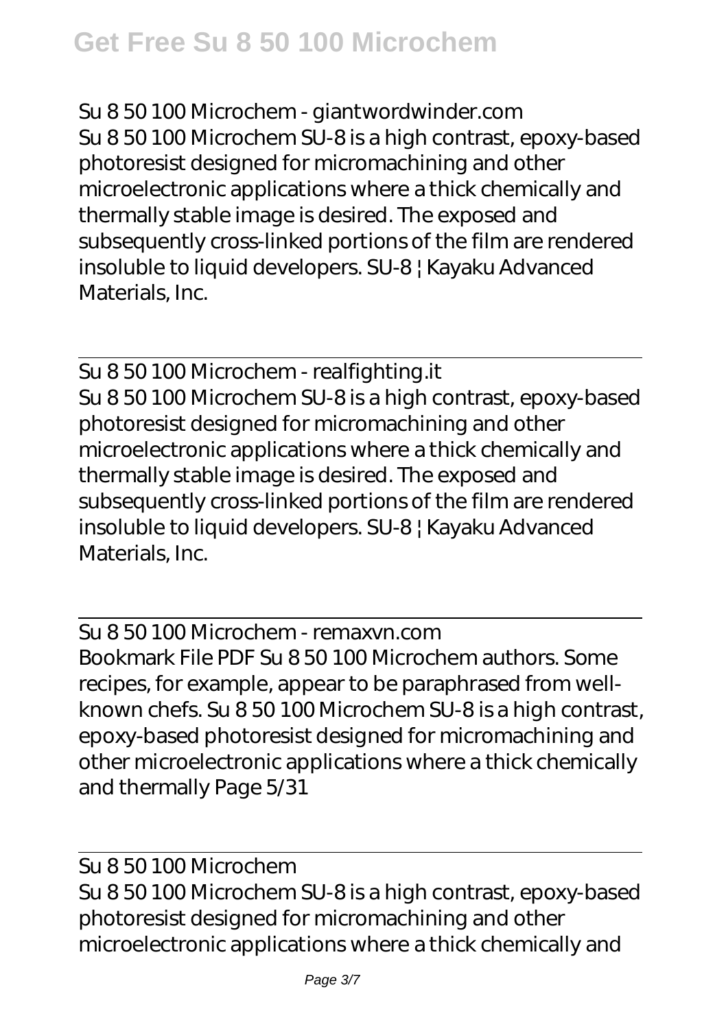Su 8 50 100 Microchem - giantwordwinder.com

Su 8 50 100 Microchem SU-8 is a high contrast, epoxy-based photoresist designed for micromachining and other microelectronic applications where a thick chemically and thermally stable image is desired. The exposed and subsequently cross-linked portions of the film are rendered insoluble to liquid developers. SU-8 ¦ Kayaku Advanced Materials, Inc.

Su 8 50 100 Microchem - realfighting.it

Su 8 50 100 Microchem SU-8 is a high contrast, epoxy-based photoresist designed for micromachining and other microelectronic applications where a thick chemically and thermally stable image is desired. The exposed and subsequently cross-linked portions of the film are rendered insoluble to liquid developers. SU-8 ¦ Kayaku Advanced Materials, Inc.

Su 8 50 100 Microchem - remaxvn.com

Bookmark File PDF Su 8 50 100 Microchem authors. Some recipes, for example, appear to be paraphrased from well-known chefs. Su 8 50 100 Microchem SU-8 is a high contrast, epoxy-based photoresist designed for micromachining and other microelectronic applications where a thick chemically and thermally Page 5/31

Su 8 50 100 Microchem

Su 8 50 100 Microchem SU-8 is a high contrast, epoxy-based photoresist designed for micromachining and other microelectronic applications where a thick chemically and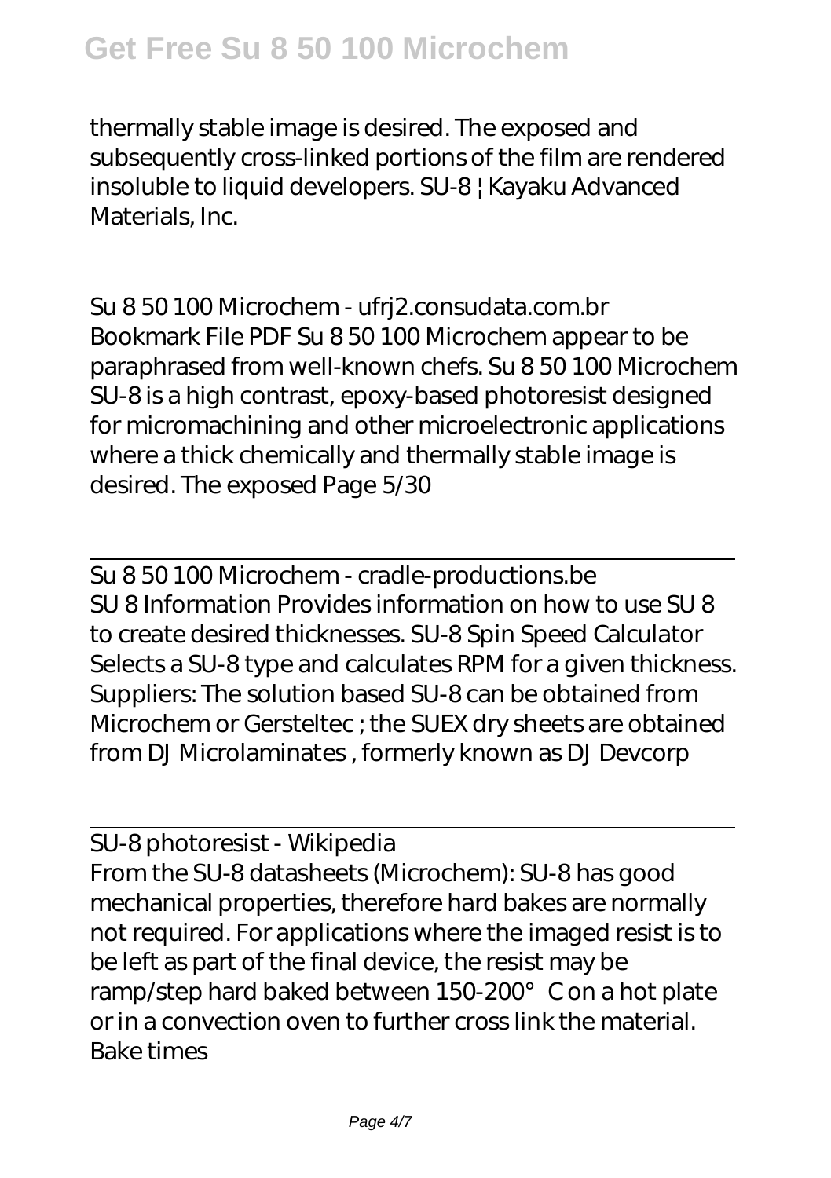thermally stable image is desired. The exposed and subsequently cross-linked portions of the film are rendered insoluble to liquid developers. SU-8 | Kayaku Advanced Materials, Inc.

## Su 8 50 100 Microchem - ufrj2.consudata.com.br

Bookmark File PDF Su 8 50 100 Microchem appear to be paraphrased from well-known chefs. Su 8 50 100 Microchem SU-8 is a high contrast, epoxy-based photoresist designed for micromachining and other microelectronic applications where a thick chemically and thermally stable image is desired. The exposed Page 5/30

## Su 8 50 100 Microchem - cradle-productions.be

SU 8 Information Provides information on how to use SU 8 to create desired thicknesses. SU-8 Spin Speed Calculator Selects a SU-8 type and calculates RPM for a given thickness. Suppliers: The solution based SU-8 can be obtained from Microchem or Gersteltec ; the SUEX dry sheets are obtained from DJ Microlaminates , formerly known as DJ Devcorp

## SU-8 photoresist - Wikipedia

From the SU-8 datasheets (Microchem): SU-8 has good mechanical properties, therefore hard bakes are normally not required. For applications where the imaged resist is to be left as part of the final device, the resist may be ramp/step hard baked between 150-200°C on a hot plate or in a convection oven to further cross link the material. Bake times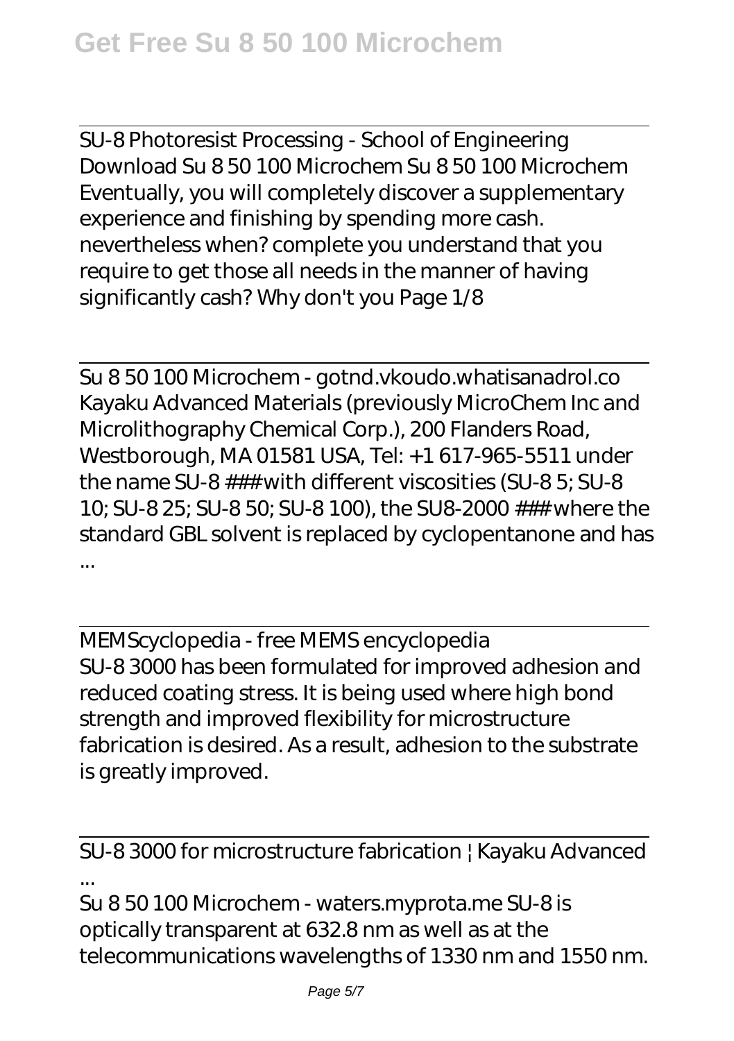SU-8 Photoresist Processing - School of Engineering
Download Su 8 50 100 Microchem Su 8 50 100 Microchem Eventually, you will completely discover a supplementary experience and finishing by spending more cash. nevertheless when? complete you understand that you require to get those all needs in the manner of having significantly cash? Why don't you Page 1/8

Su 8 50 100 Microchem - gotnd.vkoudo.whatisanadrol.co
Kayaku Advanced Materials (previously MicroChem Inc and Microlithography Chemical Corp.), 200 Flanders Road, Westborough, MA 01581 USA, Tel: +1 617-965-5511 under the name SU-8 ### with different viscosities (SU-8 5; SU-8 10; SU-8 25; SU-8 50; SU-8 100), the SU8-2000 ### where the standard GBL solvent is replaced by cyclopentanone and has ...

MEMScyclopedia - free MEMS encyclopedia
SU-8 3000 has been formulated for improved adhesion and reduced coating stress. It is being used where high bond strength and improved flexibility for microstructure fabrication is desired. As a result, adhesion to the substrate is greatly improved.

SU-8 3000 for microstructure fabrication | Kayaku Advanced ...
Su 8 50 100 Microchem - waters.myprota.me SU-8 is optically transparent at 632.8 nm as well as at the telecommunications wavelengths of 1330 nm and 1550 nm.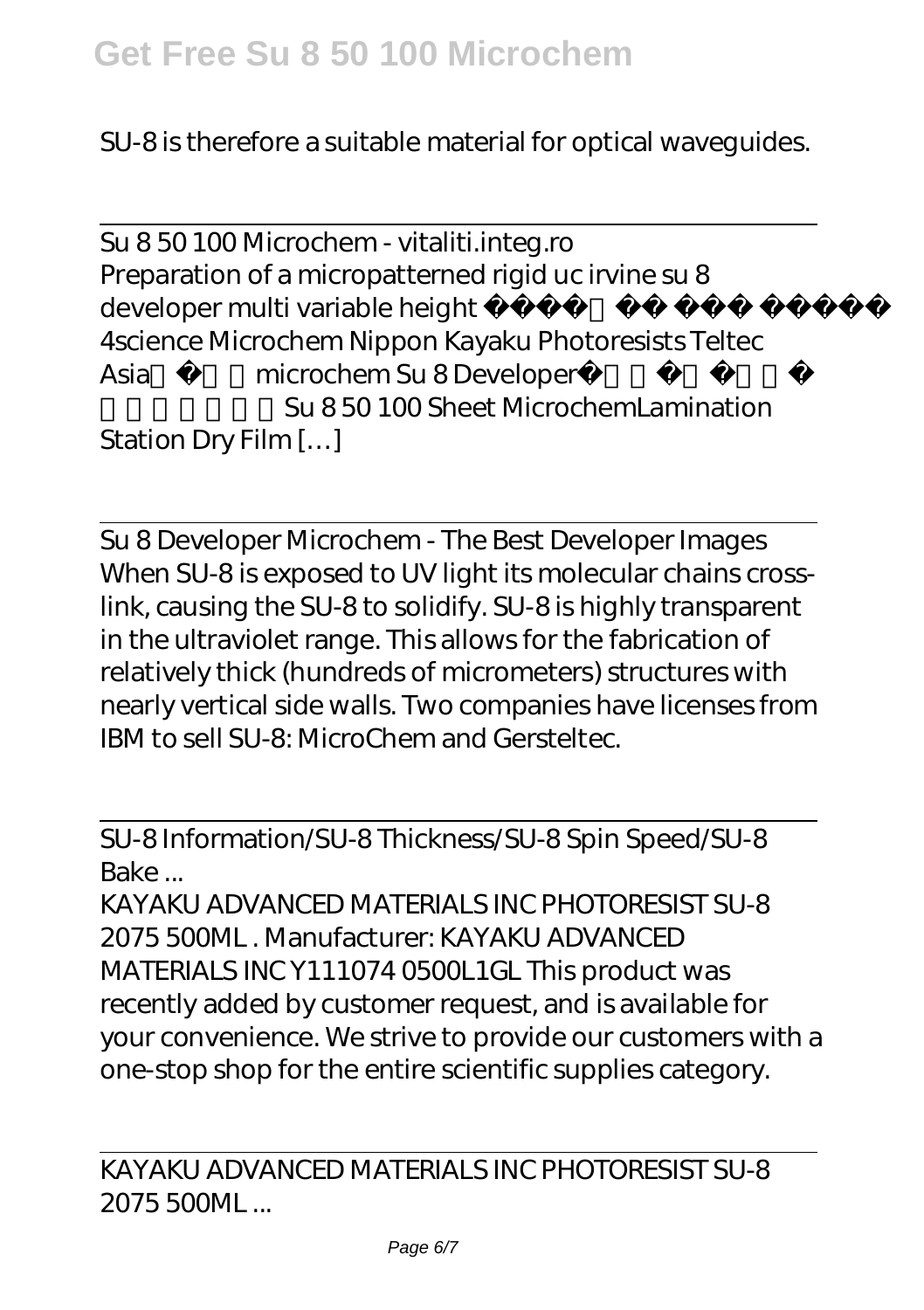SU-8 is therefore a suitable material for optical waveguides.

Su 8 50 100 Microchem - vitaliti.integ.ro

Preparation of a micropatterned rigid uc irvine su 8 developer multi variable height 4science Microchem Nippon Kayaku Photoresists Teltec Asia microchem Su 8 Developer Su 8 50 100 Sheet MicrochemLamination Station Dry Film […]

Su 8 Developer Microchem - The Best Developer Images

When SU-8 is exposed to UV light its molecular chains cross-link, causing the SU-8 to solidify. SU-8 is highly transparent in the ultraviolet range. This allows for the fabrication of relatively thick (hundreds of micrometers) structures with nearly vertical side walls. Two companies have licenses from IBM to sell SU-8: MicroChem and Gersteltec.

SU-8 Information/SU-8 Thickness/SU-8 Spin Speed/SU-8 Bake ...

KAYAKU ADVANCED MATERIALS INC PHOTORESIST SU-8 2075 500ML . Manufacturer: KAYAKU ADVANCED MATERIALS INC Y111074 0500L1GL This product was recently added by customer request, and is available for your convenience. We strive to provide our customers with a one-stop shop for the entire scientific supplies category.

KAYAKU ADVANCED MATERIALS INC PHOTORESIST SU-8 2075 500ML ...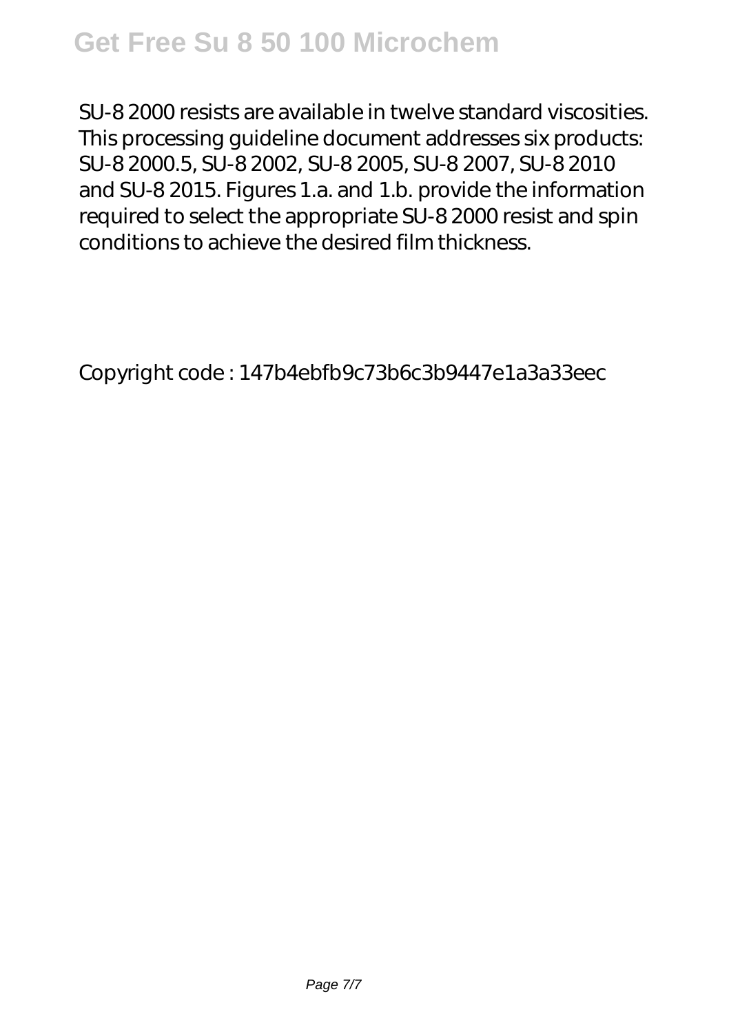SU-8 2000 resists are available in twelve standard viscosities. This processing guideline document addresses six products: SU-8 2000.5, SU-8 2002, SU-8 2005, SU-8 2007, SU-8 2010 and SU-8 2015. Figures 1.a. and 1.b. provide the information required to select the appropriate SU-8 2000 resist and spin conditions to achieve the desired film thickness.

Copyright code : 147b4ebfb9c73b6c3b9447e1a3a33eec